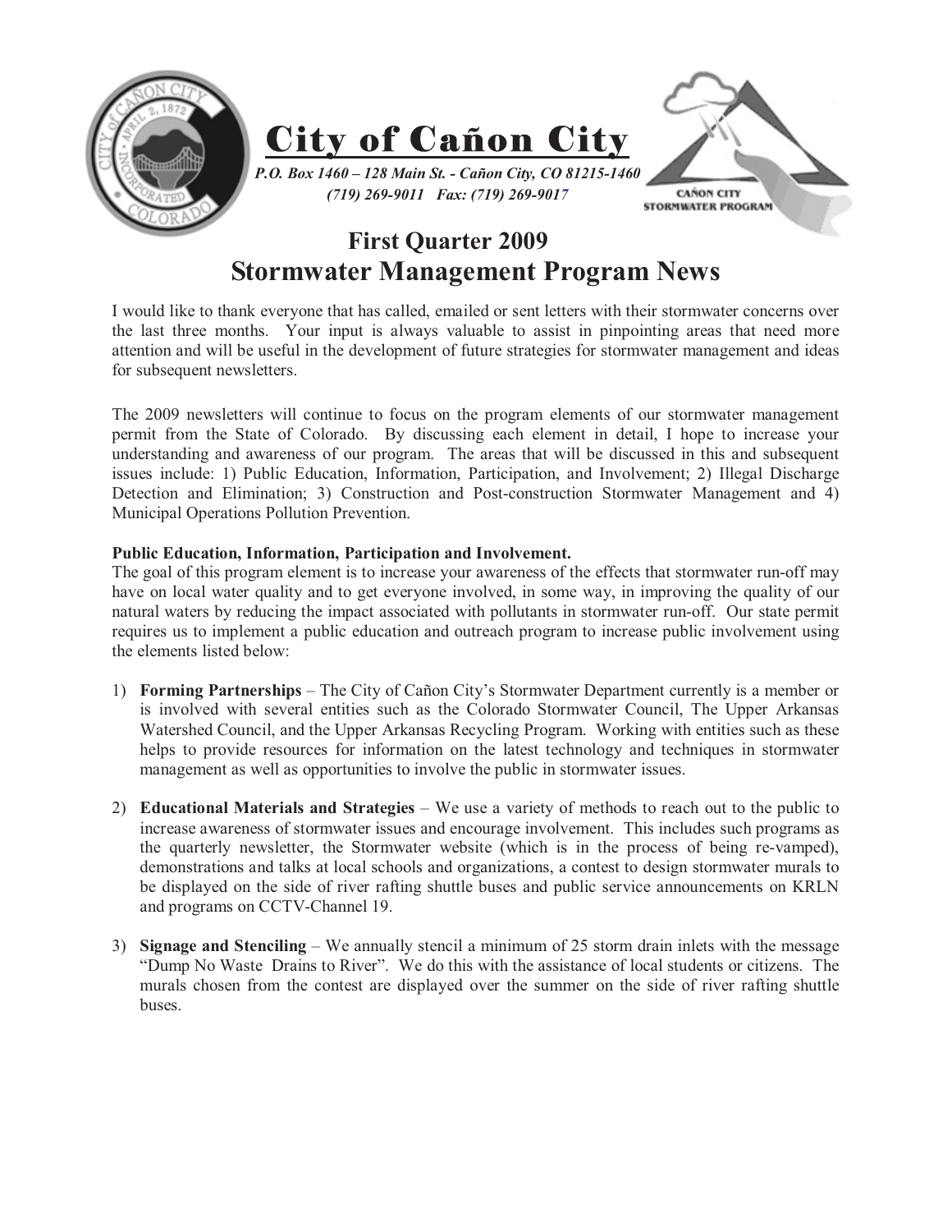# City of Cañon City

*P.O. Box 1460 – 128 Main St. - Cañon City, CO 81215-1460*
*(719) 269-9011 Fax: (719) 269-9017*

CAÑON CITY STORMWATER PROGRAM

## First Quarter 2009
## Stormwater Management Program News

I would like to thank everyone that has called, emailed or sent letters with their stormwater concerns over the last three months. Your input is always valuable to assist in pinpointing areas that need more attention and will be useful in the development of future strategies for stormwater management and ideas for subsequent newsletters.

The 2009 newsletters will continue to focus on the program elements of our stormwater management permit from the State of Colorado. By discussing each element in detail, I hope to increase your understanding and awareness of our program. The areas that will be discussed in this and subsequent issues include: 1) Public Education, Information, Participation, and Involvement; 2) Illegal Discharge Detection and Elimination; 3) Construction and Post-construction Stormwater Management and 4) Municipal Operations Pollution Prevention.

**Public Education, Information, Participation and Involvement.**
The goal of this program element is to increase your awareness of the effects that stormwater run-off may have on local water quality and to get everyone involved, in some way, in improving the quality of our natural waters by reducing the impact associated with pollutants in stormwater run-off. Our state permit requires us to implement a public education and outreach program to increase public involvement using the elements listed below:

1) **Forming Partnerships** – The City of Cañon City's Stormwater Department currently is a member or is involved with several entities such as the Colorado Stormwater Council, The Upper Arkansas Watershed Council, and the Upper Arkansas Recycling Program. Working with entities such as these helps to provide resources for information on the latest technology and techniques in stormwater management as well as opportunities to involve the public in stormwater issues.

2) **Educational Materials and Strategies** – We use a variety of methods to reach out to the public to increase awareness of stormwater issues and encourage involvement. This includes such programs as the quarterly newsletter, the Stormwater website (which is in the process of being re-vamped), demonstrations and talks at local schools and organizations, a contest to design stormwater murals to be displayed on the side of river rafting shuttle buses and public service announcements on KRLN and programs on CCTV-Channel 19.

3) **Signage and Stenciling** – We annually stencil a minimum of 25 storm drain inlets with the message "Dump No Waste Drains to River". We do this with the assistance of local students or citizens. The murals chosen from the contest are displayed over the summer on the side of river rafting shuttle buses.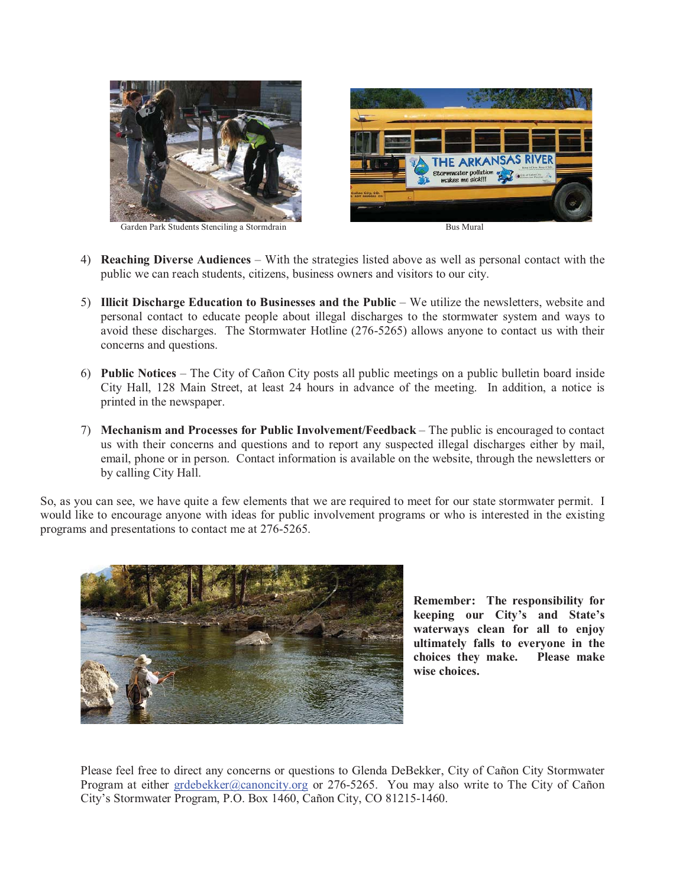Garden Park Students Stenciling a Stormdrain

Bus Mural

4) **Reaching Diverse Audiences** – With the strategies listed above as well as personal contact with the public we can reach students, citizens, business owners and visitors to our city.

5) **Illicit Discharge Education to Businesses and the Public** – We utilize the newsletters, website and personal contact to educate people about illegal discharges to the stormwater system and ways to avoid these discharges. The Stormwater Hotline (276-5265) allows anyone to contact us with their concerns and questions.

6) **Public Notices** – The City of Cañon City posts all public meetings on a public bulletin board inside City Hall, 128 Main Street, at least 24 hours in advance of the meeting. In addition, a notice is printed in the newspaper.

7) **Mechanism and Processes for Public Involvement/Feedback** – The public is encouraged to contact us with their concerns and questions and to report any suspected illegal discharges either by mail, email, phone or in person. Contact information is available on the website, through the newsletters or by calling City Hall.

So, as you can see, we have quite a few elements that we are required to meet for our state stormwater permit. I would like to encourage anyone with ideas for public involvement programs or who is interested in the existing programs and presentations to contact me at 276-5265.

**Remember: The responsibility for keeping our City's and State's waterways clean for all to enjoy ultimately falls to everyone in the choices they make. Please make wise choices.**

Please feel free to direct any concerns or questions to Glenda DeBekker, City of Cañon City Stormwater Program at either grdebekker@canoncity.org or 276-5265. You may also write to The City of Cañon City's Stormwater Program, P.O. Box 1460, Cañon City, CO 81215-1460.